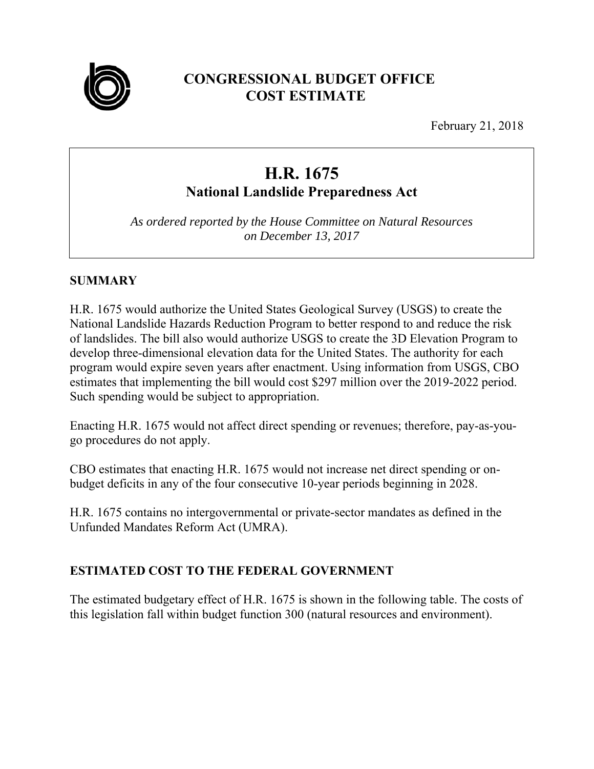# CONGRESSIONAL BUDGET OFFICE
# COST ESTIMATE

February 21, 2018

## H.R. 1675
### National Landslide Preparedness Act

*As ordered reported by the House Committee on Natural Resources on December 13, 2017*

## SUMMARY

H.R. 1675 would authorize the United States Geological Survey (USGS) to create the National Landslide Hazards Reduction Program to better respond to and reduce the risk of landslides. The bill also would authorize USGS to create the 3D Elevation Program to develop three-dimensional elevation data for the United States. The authority for each program would expire seven years after enactment. Using information from USGS, CBO estimates that implementing the bill would cost $297 million over the 2019-2022 period. Such spending would be subject to appropriation.

Enacting H.R. 1675 would not affect direct spending or revenues; therefore, pay-as-you-go procedures do not apply.

CBO estimates that enacting H.R. 1675 would not increase net direct spending or on-budget deficits in any of the four consecutive 10-year periods beginning in 2028.

H.R. 1675 contains no intergovernmental or private-sector mandates as defined in the Unfunded Mandates Reform Act (UMRA).

## ESTIMATED COST TO THE FEDERAL GOVERNMENT

The estimated budgetary effect of H.R. 1675 is shown in the following table. The costs of this legislation fall within budget function 300 (natural resources and environment).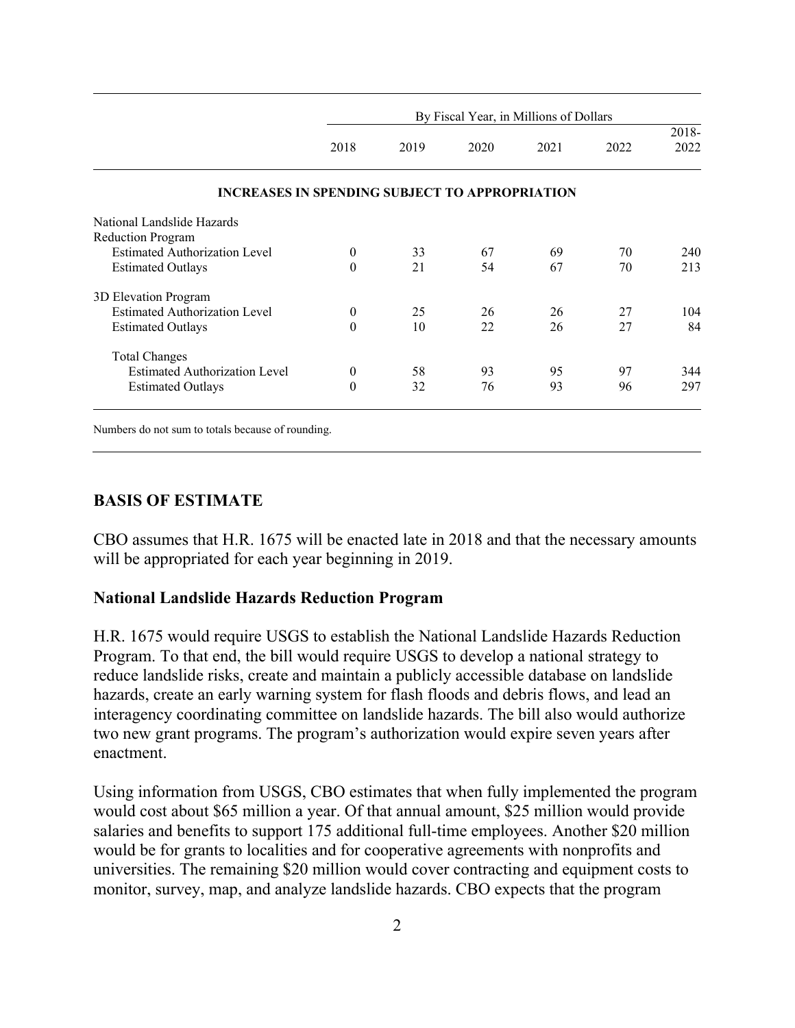| | By Fiscal Year, in Millions of Dollars | | | | | |
|---|---|---|---|---|---|---|
| | 2018 | 2019 | 2020 | 2021 | 2022 | 2018-2022 |
| **INCREASES IN SPENDING SUBJECT TO APPROPRIATION** | | | | | | |
| National Landslide Hazards Reduction Program | | | | | | |
| Estimated Authorization Level | 0 | 33 | 67 | 69 | 70 | 240 |
| Estimated Outlays | 0 | 21 | 54 | 67 | 70 | 213 |
| 3D Elevation Program | | | | | | |
| Estimated Authorization Level | 0 | 25 | 26 | 26 | 27 | 104 |
| Estimated Outlays | 0 | 10 | 22 | 26 | 27 | 84 |
| Total Changes | | | | | | |
| Estimated Authorization Level | 0 | 58 | 93 | 95 | 97 | 344 |
| Estimated Outlays | 0 | 32 | 76 | 93 | 96 | 297 |

Numbers do not sum to totals because of rounding.

## BASIS OF ESTIMATE

CBO assumes that H.R. 1675 will be enacted late in 2018 and that the necessary amounts will be appropriated for each year beginning in 2019.

### National Landslide Hazards Reduction Program

H.R. 1675 would require USGS to establish the National Landslide Hazards Reduction Program. To that end, the bill would require USGS to develop a national strategy to reduce landslide risks, create and maintain a publicly accessible database on landslide hazards, create an early warning system for flash floods and debris flows, and lead an interagency coordinating committee on landslide hazards. The bill also would authorize two new grant programs. The program's authorization would expire seven years after enactment.

Using information from USGS, CBO estimates that when fully implemented the program would cost about $65 million a year. Of that annual amount, $25 million would provide salaries and benefits to support 175 additional full-time employees. Another $20 million would be for grants to localities and for cooperative agreements with nonprofits and universities. The remaining $20 million would cover contracting and equipment costs to monitor, survey, map, and analyze landslide hazards. CBO expects that the program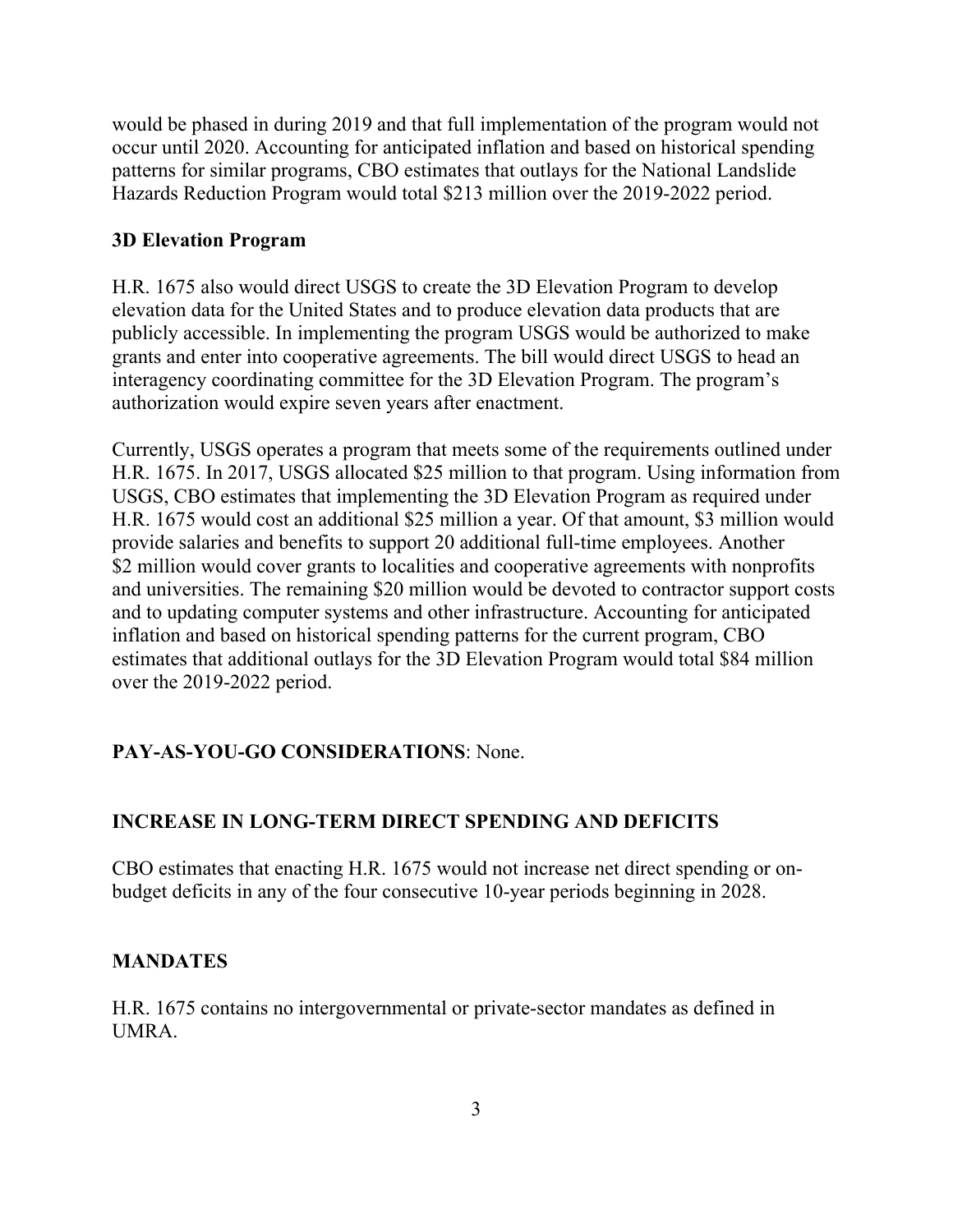would be phased in during 2019 and that full implementation of the program would not occur until 2020. Accounting for anticipated inflation and based on historical spending patterns for similar programs, CBO estimates that outlays for the National Landslide Hazards Reduction Program would total $213 million over the 2019-2022 period.

**3D Elevation Program**

H.R. 1675 also would direct USGS to create the 3D Elevation Program to develop elevation data for the United States and to produce elevation data products that are publicly accessible. In implementing the program USGS would be authorized to make grants and enter into cooperative agreements. The bill would direct USGS to head an interagency coordinating committee for the 3D Elevation Program. The program's authorization would expire seven years after enactment.

Currently, USGS operates a program that meets some of the requirements outlined under H.R. 1675. In 2017, USGS allocated $25 million to that program. Using information from USGS, CBO estimates that implementing the 3D Elevation Program as required under H.R. 1675 would cost an additional $25 million a year. Of that amount, $3 million would provide salaries and benefits to support 20 additional full-time employees. Another $2 million would cover grants to localities and cooperative agreements with nonprofits and universities. The remaining $20 million would be devoted to contractor support costs and to updating computer systems and other infrastructure. Accounting for anticipated inflation and based on historical spending patterns for the current program, CBO estimates that additional outlays for the 3D Elevation Program would total $84 million over the 2019-2022 period.

**PAY-AS-YOU-GO CONSIDERATIONS**: None.

**INCREASE IN LONG-TERM DIRECT SPENDING AND DEFICITS**

CBO estimates that enacting H.R. 1675 would not increase net direct spending or on-budget deficits in any of the four consecutive 10-year periods beginning in 2028.

**MANDATES**

H.R. 1675 contains no intergovernmental or private-sector mandates as defined in UMRA.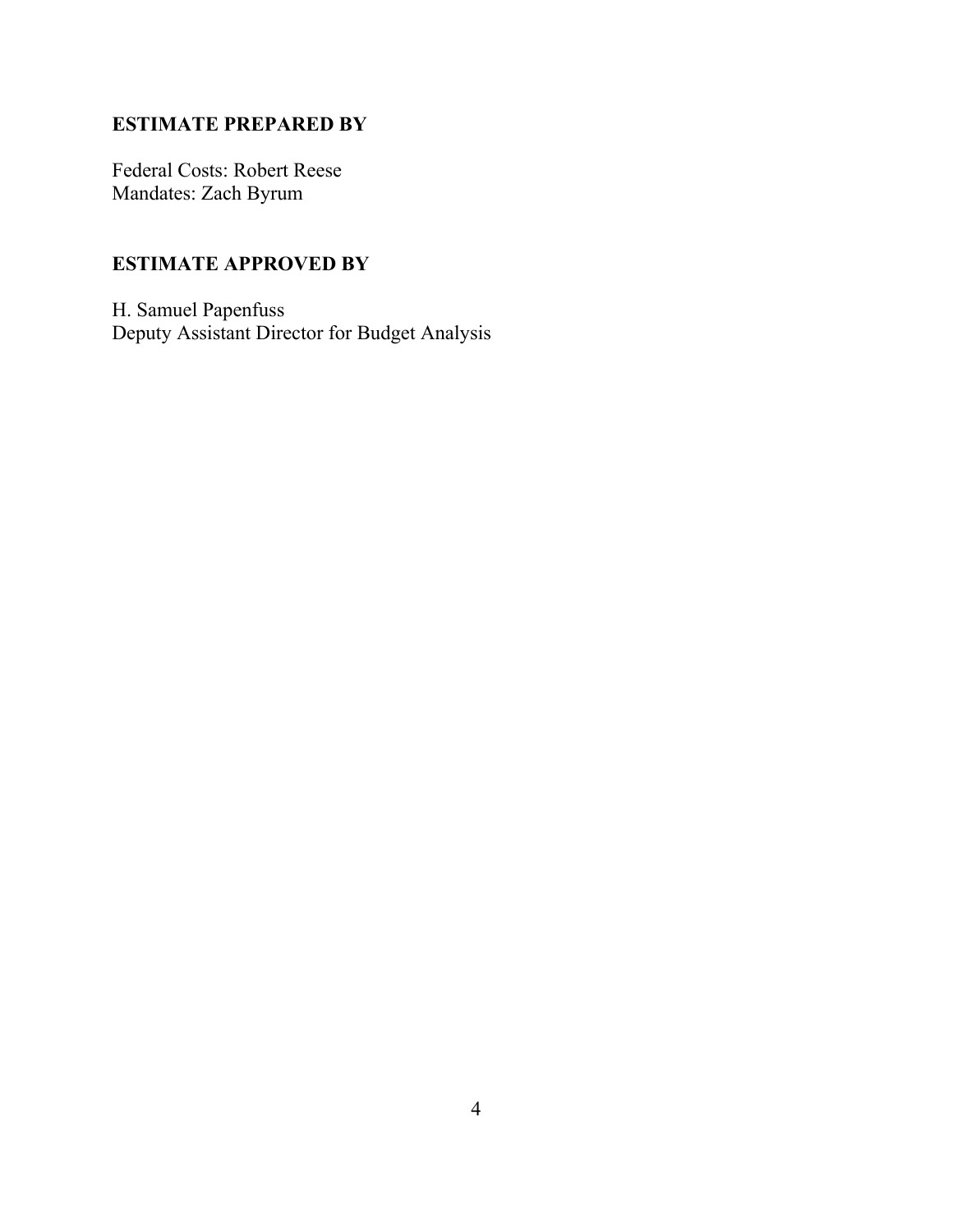**ESTIMATE PREPARED BY**

Federal Costs: Robert Reese
Mandates: Zach Byrum

**ESTIMATE APPROVED BY**

H. Samuel Papenfuss
Deputy Assistant Director for Budget Analysis